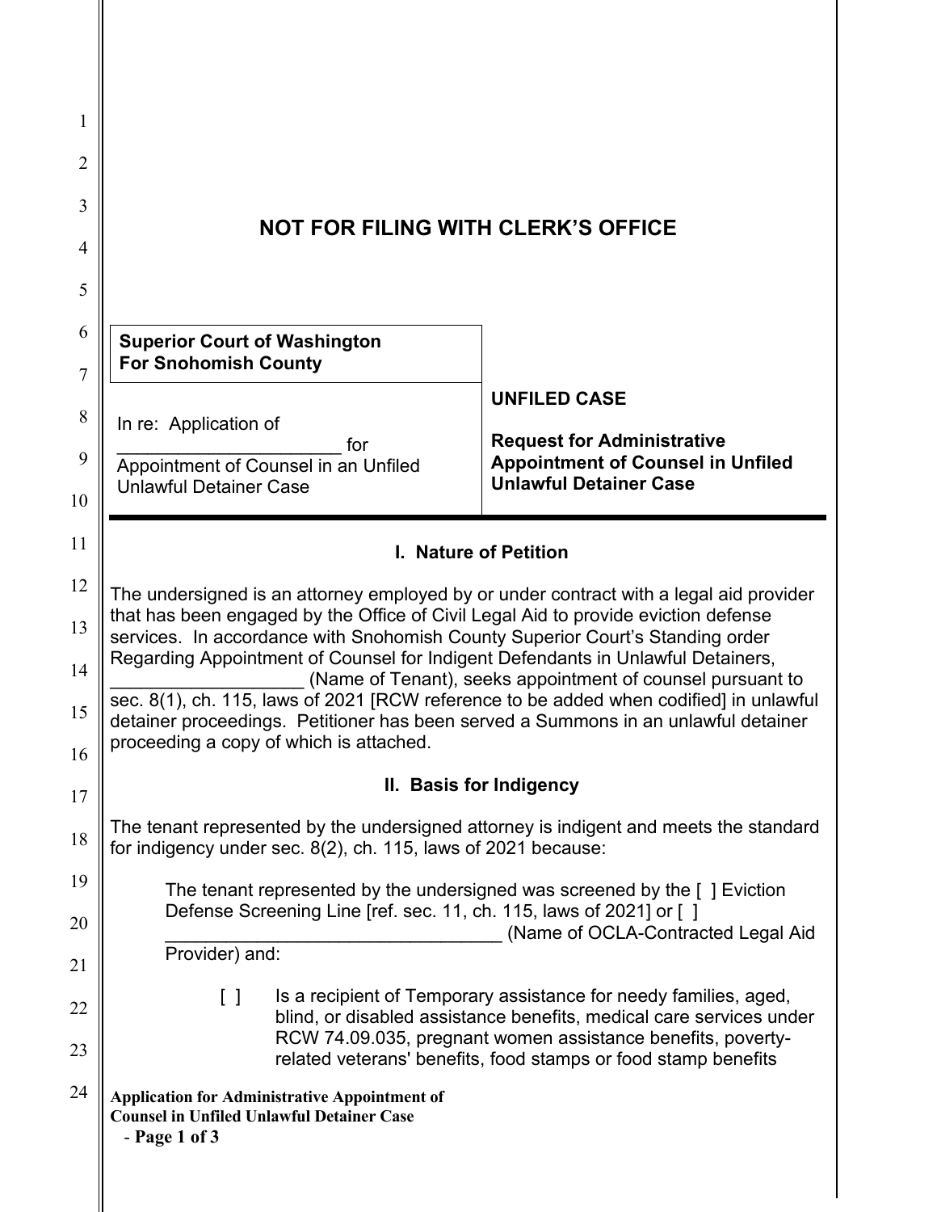# NOT FOR FILING WITH CLERK'S OFFICE

| **Superior Court of Washington For Snohomish County** | |
|---|---|
| In re: Application of ______________________ for Appointment of Counsel in an Unfiled Unlawful Detainer Case | **UNFILED CASE** <br><br> **Request for Administrative Appointment of Counsel in Unfiled Unlawful Detainer Case** |

## I. Nature of Petition

The undersigned is an attorney employed by or under contract with a legal aid provider that has been engaged by the Office of Civil Legal Aid to provide eviction defense services. In accordance with Snohomish County Superior Court's Standing order Regarding Appointment of Counsel for Indigent Defendants in Unlawful Detainers, ___________________ (Name of Tenant), seeks appointment of counsel pursuant to sec. 8(1), ch. 115, laws of 2021 [RCW reference to be added when codified] in unlawful detainer proceedings. Petitioner has been served a Summons in an unlawful detainer proceeding a copy of which is attached.

## II. Basis for Indigency

The tenant represented by the undersigned attorney is indigent and meets the standard for indigency under sec. 8(2), ch. 115, laws of 2021 because:

The tenant represented by the undersigned was screened by the [ ] Eviction Defense Screening Line [ref. sec. 11, ch. 115, laws of 2021] or [ ] __________________________________ (Name of OCLA-Contracted Legal Aid Provider) and:

[ ] Is a recipient of Temporary assistance for needy families, aged, blind, or disabled assistance benefits, medical care services under RCW 74.09.035, pregnant women assistance benefits, poverty-related veterans' benefits, food stamps or food stamp benefits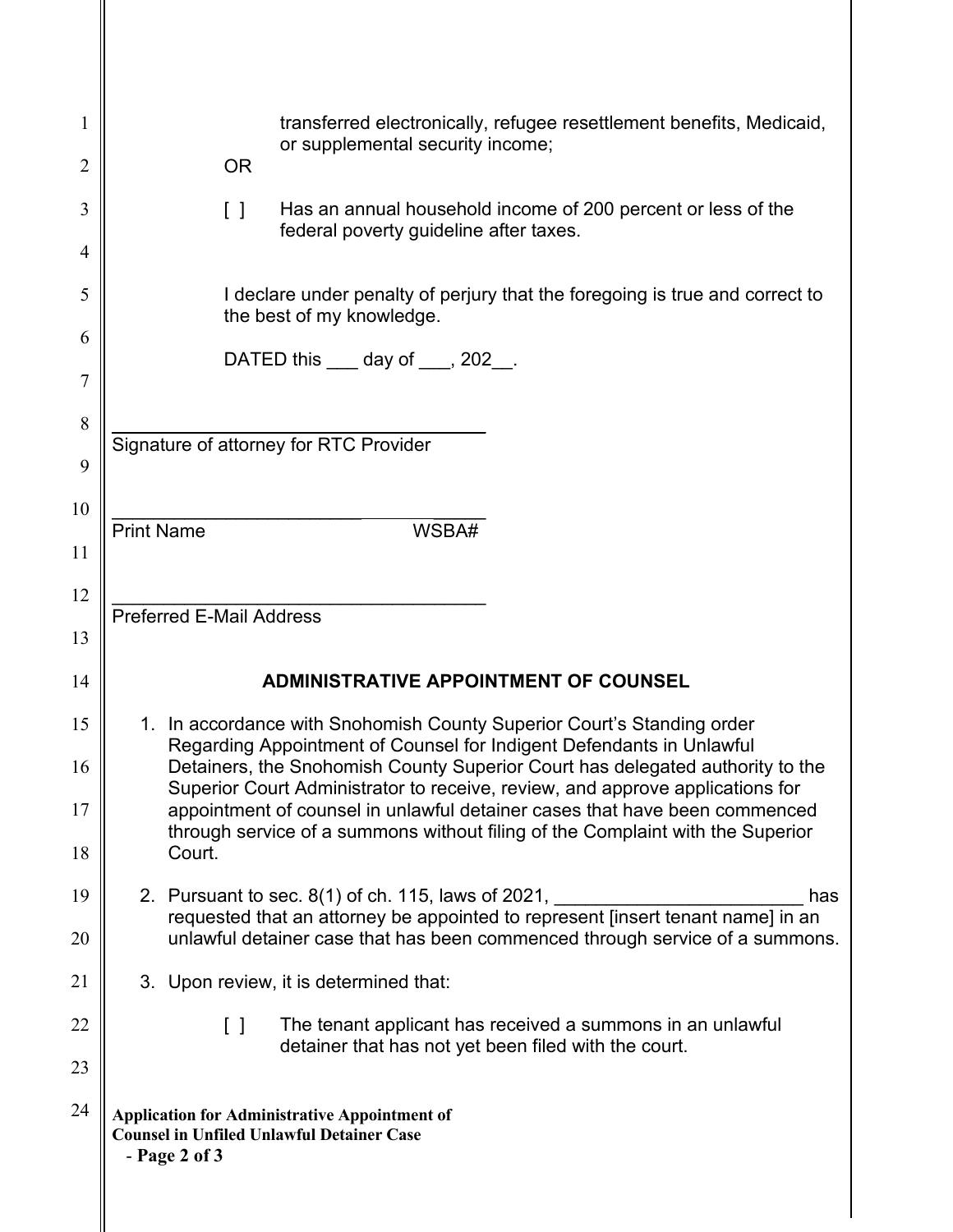transferred electronically, refugee resettlement benefits, Medicaid, or supplemental security income;

OR

[ ] Has an annual household income of 200 percent or less of the federal poverty guideline after taxes.

I declare under penalty of perjury that the foregoing is true and correct to the best of my knowledge.

DATED this ___ day of ___, 202__.

_____________________________________
Signature of attorney for RTC Provider

_____________________________________
Print Name WSBA#

_____________________________________
Preferred E-Mail Address

## ADMINISTRATIVE APPOINTMENT OF COUNSEL

1. In accordance with Snohomish County Superior Court's Standing order Regarding Appointment of Counsel for Indigent Defendants in Unlawful Detainers, the Snohomish County Superior Court has delegated authority to the Superior Court Administrator to receive, review, and approve applications for appointment of counsel in unlawful detainer cases that have been commenced through service of a summons without filing of the Complaint with the Superior Court.

2. Pursuant to sec. 8(1) of ch. 115, laws of 2021, ________________________ has requested that an attorney be appointed to represent [insert tenant name] in an unlawful detainer case that has been commenced through service of a summons.

3. Upon review, it is determined that:

   [ ] The tenant applicant has received a summons in an unlawful detainer that has not yet been filed with the court.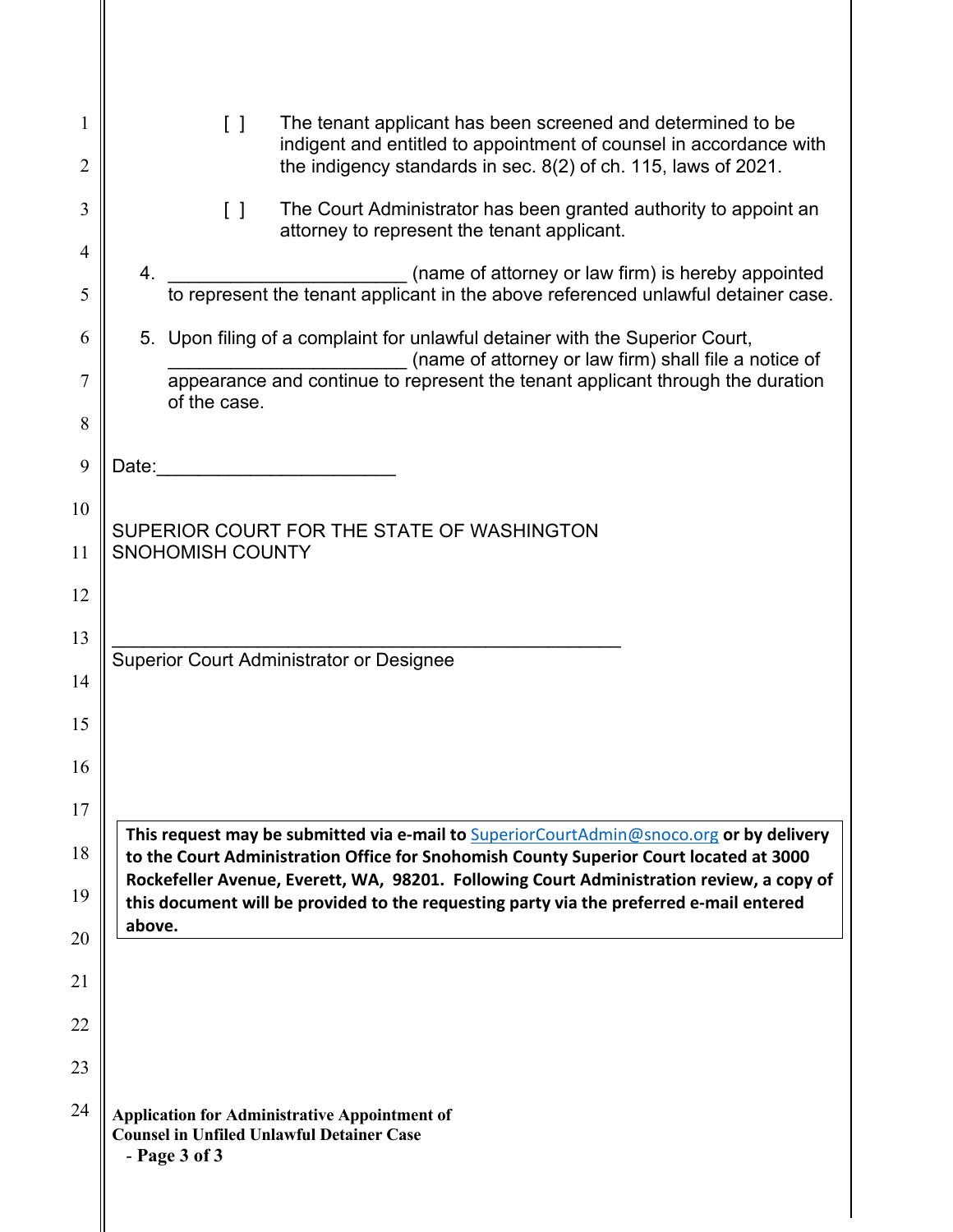[ ] The tenant applicant has been screened and determined to be indigent and entitled to appointment of counsel in accordance with the indigency standards in sec. 8(2) of ch. 115, laws of 2021.

[ ] The Court Administrator has been granted authority to appoint an attorney to represent the tenant applicant.

4. ______________________ (name of attorney or law firm) is hereby appointed to represent the tenant applicant in the above referenced unlawful detainer case.

5. Upon filing of a complaint for unlawful detainer with the Superior Court, ______________________ (name of attorney or law firm) shall file a notice of appearance and continue to represent the tenant applicant through the duration of the case.

Date:______________________

SUPERIOR COURT FOR THE STATE OF WASHINGTON
SNOHOMISH COUNTY

_______________________________________________
Superior Court Administrator or Designee

**This request may be submitted via e-mail to SuperiorCourtAdmin@snoco.org or by delivery to the Court Administration Office for Snohomish County Superior Court located at 3000 Rockefeller Avenue, Everett, WA, 98201. Following Court Administration review, a copy of this document will be provided to the requesting party via the preferred e-mail entered above.**